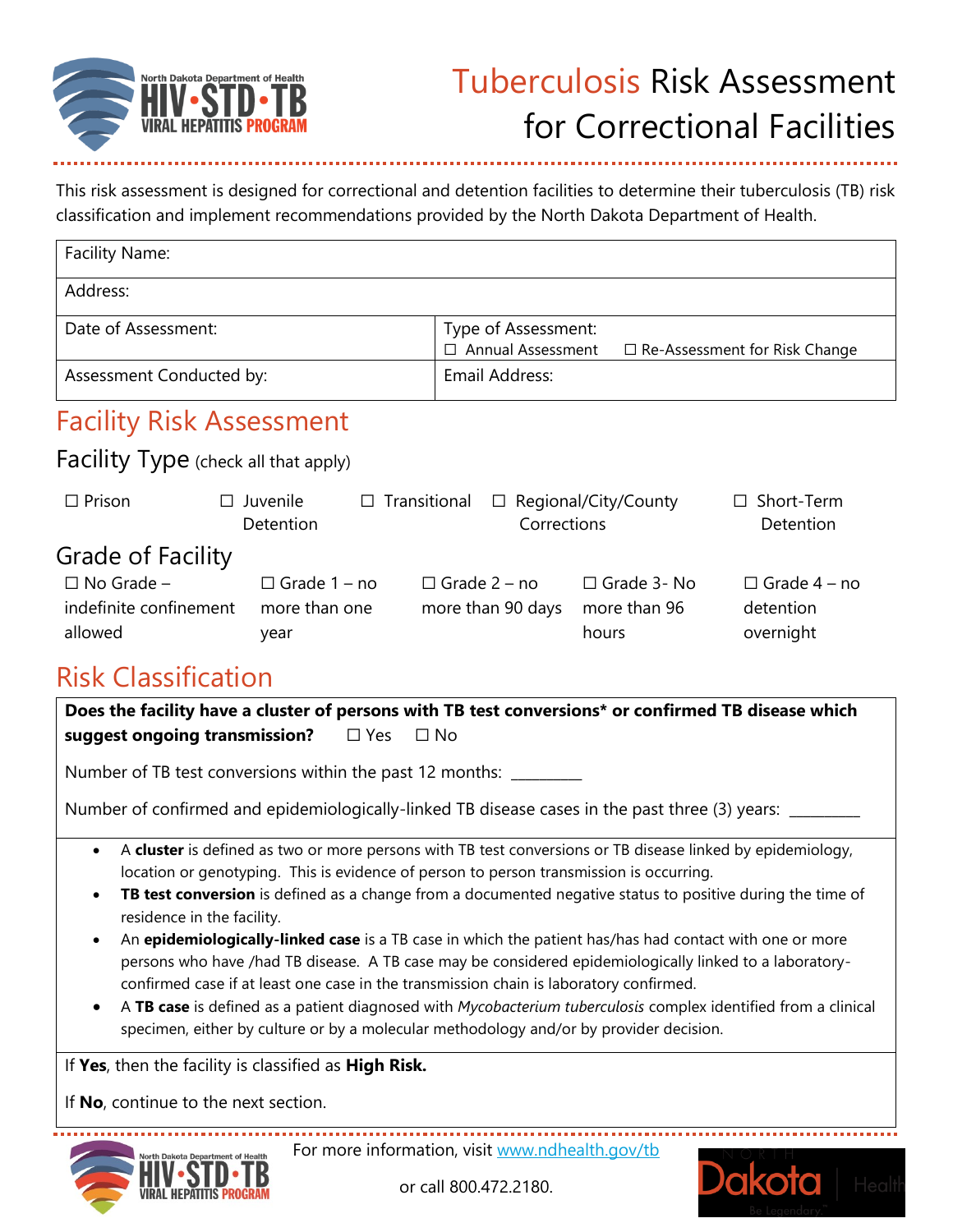# Tuberculosis Risk Assessment for Correctional Facilities

This risk assessment is designed for correctional and detention facilities to determine their tuberculosis (TB) risk classification and implement recommendations provided by the North Dakota Department of Health.

| Facility Name: | |
|---|---|
| Address: | |
| Date of Assessment: | Type of Assessment: ☐ Annual Assessment ☐ Re-Assessment for Risk Change |
| Assessment Conducted by: | Email Address: |

## Facility Risk Assessment

### Facility Type (check all that apply)

☐ Prison ☐ Juvenile Detention ☐ Transitional ☐ Regional/City/County Corrections ☐ Short-Term Detention

### Grade of Facility

☐ No Grade – indefinite confinement allowed ☐ Grade 1 – no more than one year ☐ Grade 2 – no more than 90 days ☐ Grade 3- No more than 96 hours ☐ Grade 4 – no detention overnight

## Risk Classification

**Does the facility have a cluster of persons with TB test conversions* or confirmed TB disease which suggest ongoing transmission?** ☐ Yes ☐ No

Number of TB test conversions within the past 12 months: _________

Number of confirmed and epidemiologically-linked TB disease cases in the past three (3) years: _________

- A **cluster** is defined as two or more persons with TB test conversions or TB disease linked by epidemiology, location or genotyping. This is evidence of person to person transmission is occurring.
- **TB test conversion** is defined as a change from a documented negative status to positive during the time of residence in the facility.
- An **epidemiologically-linked case** is a TB case in which the patient has/has had contact with one or more persons who have /had TB disease. A TB case may be considered epidemiologically linked to a laboratory-confirmed case if at least one case in the transmission chain is laboratory confirmed.
- A **TB case** is defined as a patient diagnosed with *Mycobacterium tuberculosis* complex identified from a clinical specimen, either by culture or by a molecular methodology and/or by provider decision.

If **Yes**, then the facility is classified as **High Risk.**

If **No**, continue to the next section.

For more information, visit www.ndhealth.gov/tb or call 800.472.2180.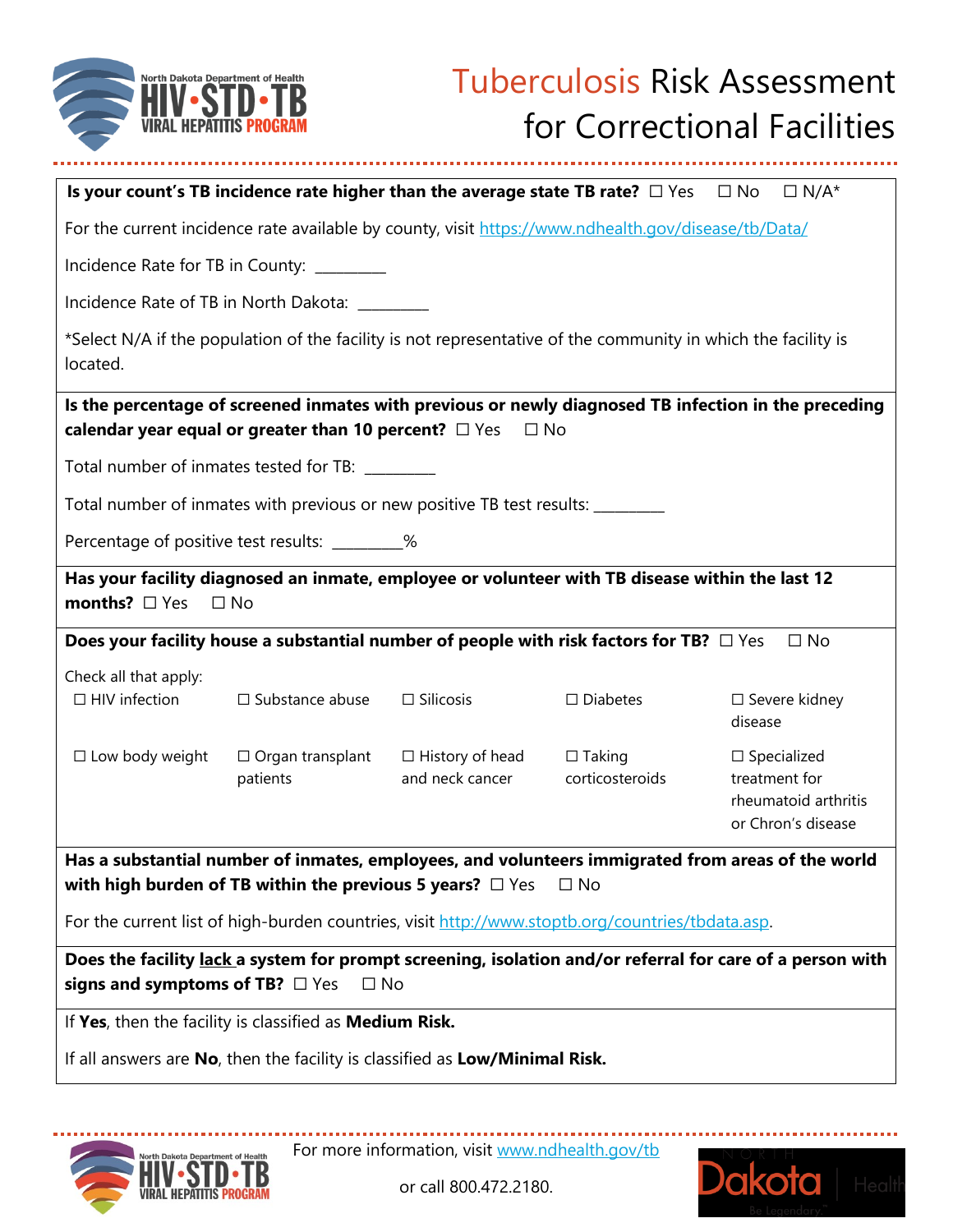# Tuberculosis Risk Assessment for Correctional Facilities

**Is your count's TB incidence rate higher than the average state TB rate?** ☐ Yes ☐ No ☐ N/A*

For the current incidence rate available by county, visit https://www.ndhealth.gov/disease/tb/Data/

Incidence Rate for TB in County: _________

Incidence Rate of TB in North Dakota: _________

*Select N/A if the population of the facility is not representative of the community in which the facility is located.

**Is the percentage of screened inmates with previous or newly diagnosed TB infection in the preceding calendar year equal or greater than 10 percent?** ☐ Yes ☐ No

Total number of inmates tested for TB: _________

Total number of inmates with previous or new positive TB test results: _________

Percentage of positive test results: _________%

**Has your facility diagnosed an inmate, employee or volunteer with TB disease within the last 12 months?** ☐ Yes ☐ No

**Does your facility house a substantial number of people with risk factors for TB?** ☐ Yes ☐ No

Check all that apply:

- ☐ HIV infection
- ☐ Substance abuse
- ☐ Silicosis
- ☐ Diabetes
- ☐ Severe kidney disease
- ☐ Low body weight
- ☐ Organ transplant patients
- ☐ History of head and neck cancer
- ☐ Taking corticosteroids
- ☐ Specialized treatment for rheumatoid arthritis or Chron's disease

**Has a substantial number of inmates, employees, and volunteers immigrated from areas of the world with high burden of TB within the previous 5 years?** ☐ Yes ☐ No

For the current list of high-burden countries, visit http://www.stoptb.org/countries/tbdata.asp.

**Does the facility lack a system for prompt screening, isolation and/or referral for care of a person with signs and symptoms of TB?** ☐ Yes ☐ No

If **Yes**, then the facility is classified as **Medium Risk.**

If all answers are **No**, then the facility is classified as **Low/Minimal Risk.**

For more information, visit www.ndhealth.gov/tb

or call 800.472.2180.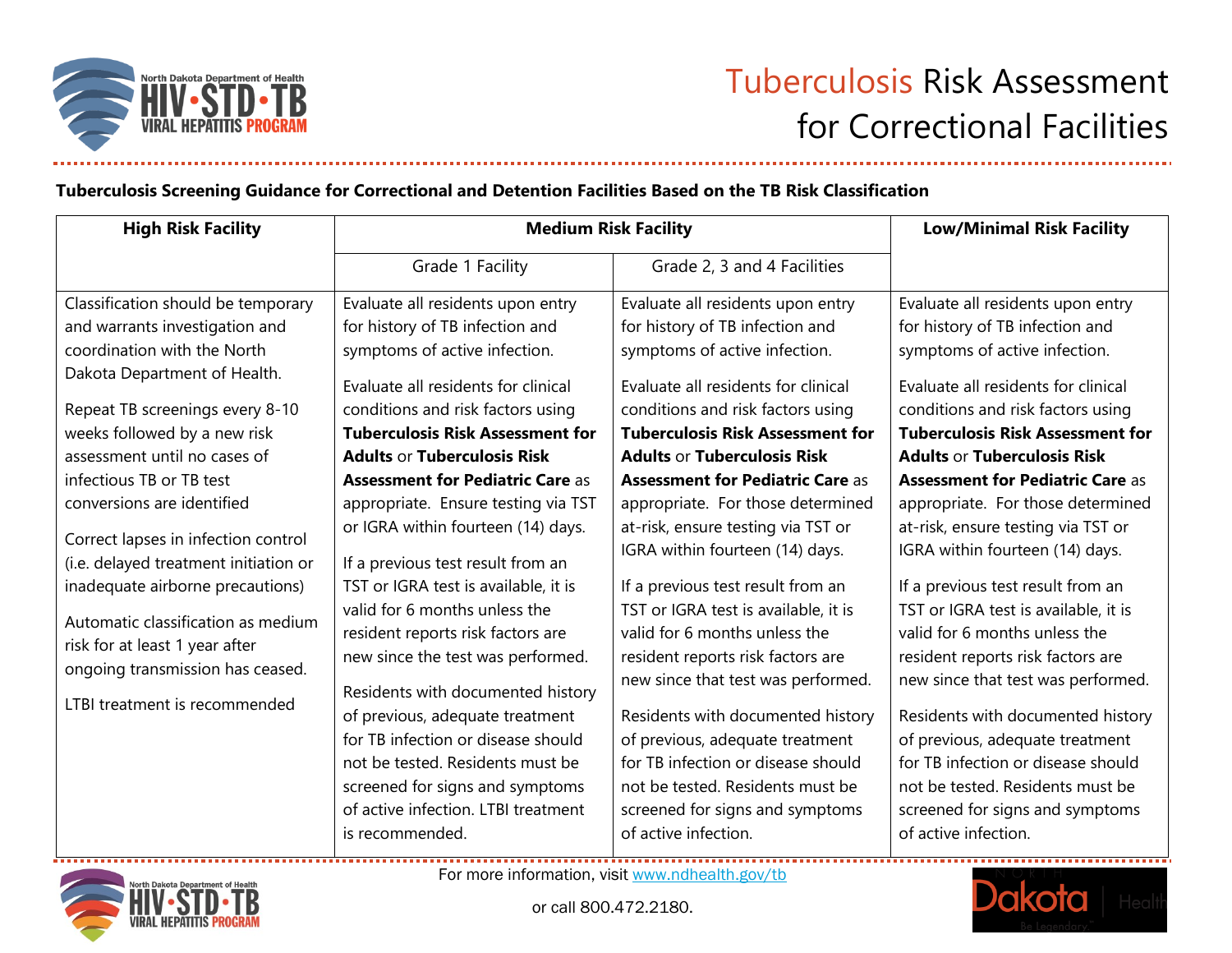# Tuberculosis Risk Assessment for Correctional Facilities

**Tuberculosis Screening Guidance for Correctional and Detention Facilities Based on the TB Risk Classification**

| High Risk Facility | Medium Risk Facility | | Low/Minimal Risk Facility |
|---|---|---|---|
| | Grade 1 Facility | Grade 2, 3 and 4 Facilities | |
| Classification should be temporary and warrants investigation and coordination with the North Dakota Department of Health.<br><br>Repeat TB screenings every 8-10 weeks followed by a new risk assessment until no cases of infectious TB or TB test conversions are identified<br><br>Correct lapses in infection control (i.e. delayed treatment initiation or inadequate airborne precautions)<br><br>Automatic classification as medium risk for at least 1 year after ongoing transmission has ceased.<br><br>LTBI treatment is recommended | Evaluate all residents upon entry for history of TB infection and symptoms of active infection.<br><br>Evaluate all residents for clinical conditions and risk factors using **Tuberculosis Risk Assessment for Adults** or **Tuberculosis Risk Assessment for Pediatric Care** as appropriate. Ensure testing via TST or IGRA within fourteen (14) days.<br><br>If a previous test result from an TST or IGRA test is available, it is valid for 6 months unless the resident reports risk factors are new since the test was performed.<br><br>Residents with documented history of previous, adequate treatment for TB infection or disease should not be tested. Residents must be screened for signs and symptoms of active infection. LTBI treatment is recommended. | Evaluate all residents upon entry for history of TB infection and symptoms of active infection.<br><br>Evaluate all residents for clinical conditions and risk factors using **Tuberculosis Risk Assessment for Adults** or **Tuberculosis Risk Assessment for Pediatric Care** as appropriate. For those determined at-risk, ensure testing via TST or IGRA within fourteen (14) days.<br><br>If a previous test result from an TST or IGRA test is available, it is valid for 6 months unless the resident reports risk factors are new since that test was performed.<br><br>Residents with documented history of previous, adequate treatment for TB infection or disease should not be tested. Residents must be screened for signs and symptoms of active infection. | Evaluate all residents upon entry for history of TB infection and symptoms of active infection.<br><br>Evaluate all residents for clinical conditions and risk factors using **Tuberculosis Risk Assessment for Adults** or **Tuberculosis Risk Assessment for Pediatric Care** as appropriate. For those determined at-risk, ensure testing via TST or IGRA within fourteen (14) days.<br><br>If a previous test result from an TST or IGRA test is available, it is valid for 6 months unless the resident reports risk factors are new since that test was performed.<br><br>Residents with documented history of previous, adequate treatment for TB infection or disease should not be tested. Residents must be screened for signs and symptoms of active infection. |

For more information, visit www.ndhealth.gov/tb

or call 800.472.2180.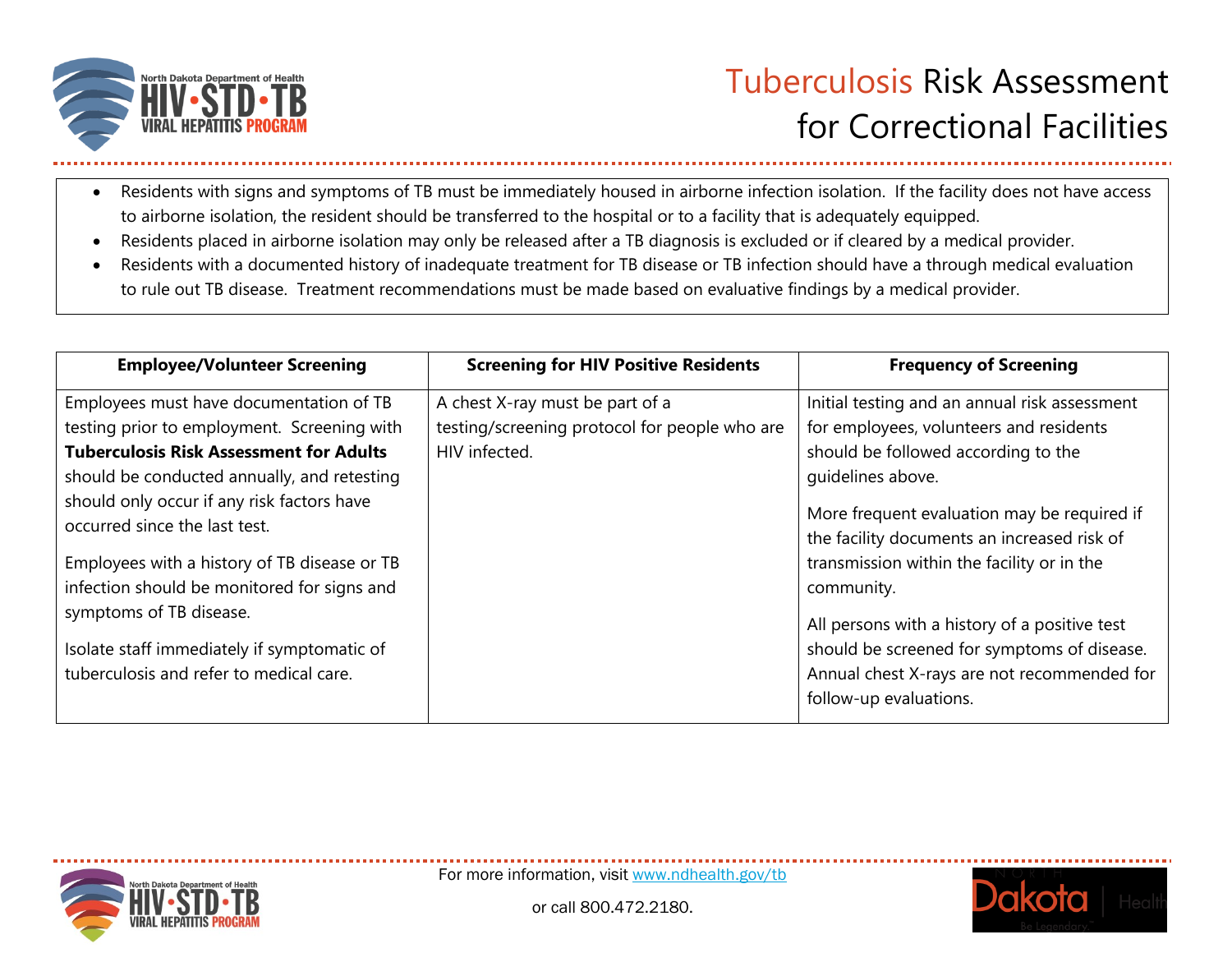# Tuberculosis Risk Assessment for Correctional Facilities

- Residents with signs and symptoms of TB must be immediately housed in airborne infection isolation. If the facility does not have access to airborne isolation, the resident should be transferred to the hospital or to a facility that is adequately equipped.
- Residents placed in airborne isolation may only be released after a TB diagnosis is excluded or if cleared by a medical provider.
- Residents with a documented history of inadequate treatment for TB disease or TB infection should have a through medical evaluation to rule out TB disease. Treatment recommendations must be made based on evaluative findings by a medical provider.

| Employee/Volunteer Screening | Screening for HIV Positive Residents | Frequency of Screening |
|---|---|---|
| Employees must have documentation of TB testing prior to employment. Screening with **Tuberculosis Risk Assessment for Adults** should be conducted annually, and retesting should only occur if any risk factors have occurred since the last test.<br><br>Employees with a history of TB disease or TB infection should be monitored for signs and symptoms of TB disease.<br><br>Isolate staff immediately if symptomatic of tuberculosis and refer to medical care. | A chest X-ray must be part of a testing/screening protocol for people who are HIV infected. | Initial testing and an annual risk assessment for employees, volunteers and residents should be followed according to the guidelines above.<br><br>More frequent evaluation may be required if the facility documents an increased risk of transmission within the facility or in the community.<br><br>All persons with a history of a positive test should be screened for symptoms of disease. Annual chest X-rays are not recommended for follow-up evaluations. |

For more information, visit www.ndhealth.gov/tb

or call 800.472.2180.